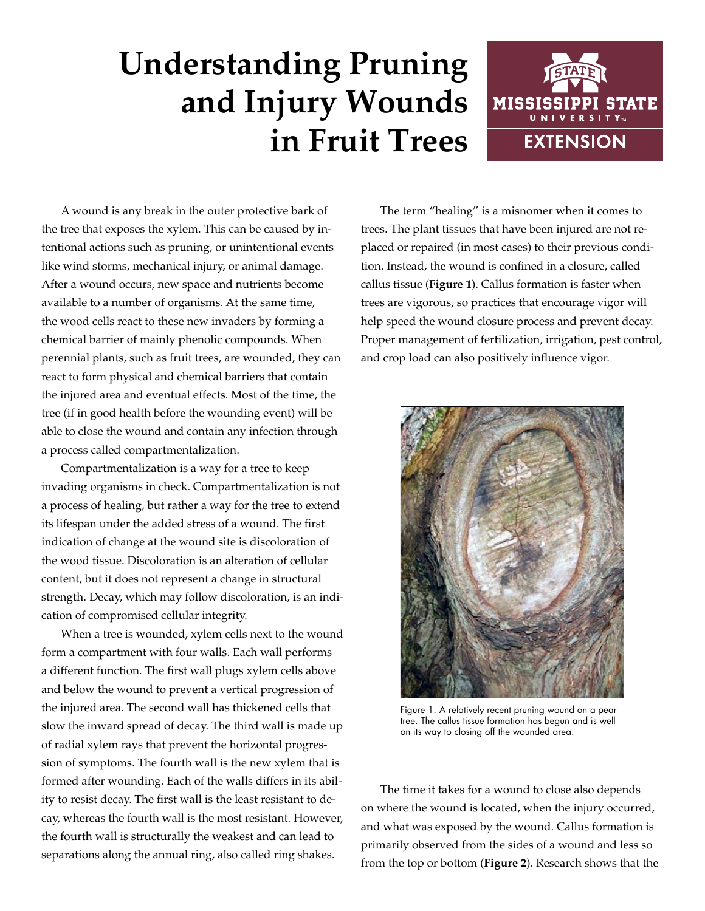# Understanding Pruning and Injury Wounds in Fruit Trees

A wound is any break in the outer protective bark of the tree that exposes the xylem. This can be caused by intentional actions such as pruning, or unintentional events like wind storms, mechanical injury, or animal damage. After a wound occurs, new space and nutrients become available to a number of organisms. At the same time, the wood cells react to these new invaders by forming a chemical barrier of mainly phenolic compounds. When perennial plants, such as fruit trees, are wounded, they can react to form physical and chemical barriers that contain the injured area and eventual effects. Most of the time, the tree (if in good health before the wounding event) will be able to close the wound and contain any infection through a process called compartmentalization.

Compartmentalization is a way for a tree to keep invading organisms in check. Compartmentalization is not a process of healing, but rather a way for the tree to extend its lifespan under the added stress of a wound. The first indication of change at the wound site is discoloration of the wood tissue. Discoloration is an alteration of cellular content, but it does not represent a change in structural strength. Decay, which may follow discoloration, is an indication of compromised cellular integrity.

When a tree is wounded, xylem cells next to the wound form a compartment with four walls. Each wall performs a different function. The first wall plugs xylem cells above and below the wound to prevent a vertical progression of the injured area. The second wall has thickened cells that slow the inward spread of decay. The third wall is made up of radial xylem rays that prevent the horizontal progression of symptoms. The fourth wall is the new xylem that is formed after wounding. Each of the walls differs in its ability to resist decay. The first wall is the least resistant to decay, whereas the fourth wall is the most resistant. However, the fourth wall is structurally the weakest and can lead to separations along the annual ring, also called ring shakes.

The term "healing" is a misnomer when it comes to trees. The plant tissues that have been injured are not replaced or repaired (in most cases) to their previous condition. Instead, the wound is confined in a closure, called callus tissue (**Figure 1**). Callus formation is faster when trees are vigorous, so practices that encourage vigor will help speed the wound closure process and prevent decay. Proper management of fertilization, irrigation, pest control, and crop load can also positively influence vigor.

Figure 1. A relatively recent pruning wound on a pear tree. The callus tissue formation has begun and is well on its way to closing off the wounded area.

The time it takes for a wound to close also depends on where the wound is located, when the injury occurred, and what was exposed by the wound. Callus formation is primarily observed from the sides of a wound and less so from the top or bottom (**Figure 2**). Research shows that the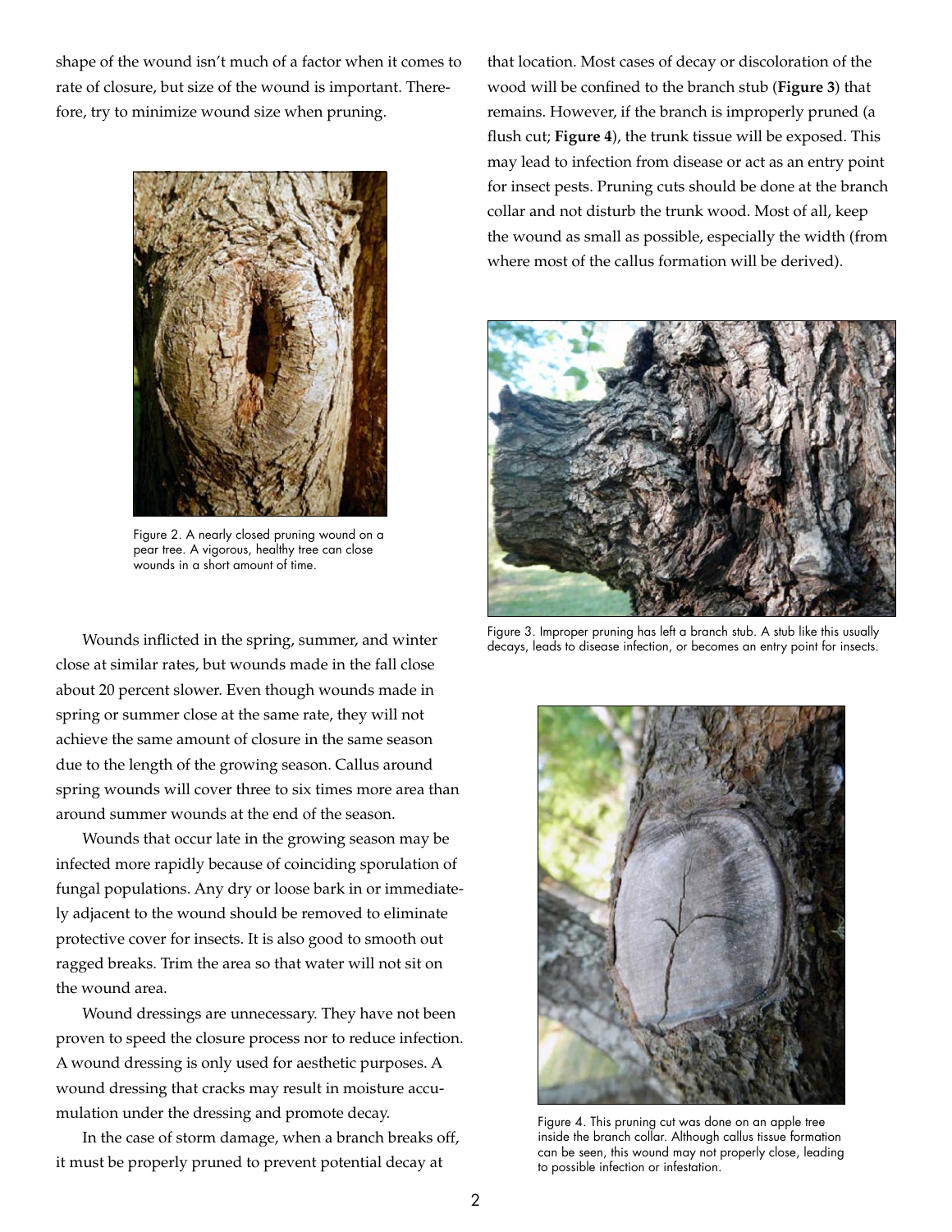shape of the wound isn't much of a factor when it comes to rate of closure, but size of the wound is important. Therefore, try to minimize wound size when pruning.

Figure 2. A nearly closed pruning wound on a pear tree. A vigorous, healthy tree can close wounds in a short amount of time.

Wounds inflicted in the spring, summer, and winter close at similar rates, but wounds made in the fall close about 20 percent slower. Even though wounds made in spring or summer close at the same rate, they will not achieve the same amount of closure in the same season due to the length of the growing season. Callus around spring wounds will cover three to six times more area than around summer wounds at the end of the season.

Wounds that occur late in the growing season may be infected more rapidly because of coinciding sporulation of fungal populations. Any dry or loose bark in or immediately adjacent to the wound should be removed to eliminate protective cover for insects. It is also good to smooth out ragged breaks. Trim the area so that water will not sit on the wound area.

Wound dressings are unnecessary. They have not been proven to speed the closure process nor to reduce infection. A wound dressing is only used for aesthetic purposes. A wound dressing that cracks may result in moisture accumulation under the dressing and promote decay.

In the case of storm damage, when a branch breaks off, it must be properly pruned to prevent potential decay at that location. Most cases of decay or discoloration of the wood will be confined to the branch stub (**Figure 3**) that remains. However, if the branch is improperly pruned (a flush cut; **Figure 4**), the trunk tissue will be exposed. This may lead to infection from disease or act as an entry point for insect pests. Pruning cuts should be done at the branch collar and not disturb the trunk wood. Most of all, keep the wound as small as possible, especially the width (from where most of the callus formation will be derived).

Figure 3. Improper pruning has left a branch stub. A stub like this usually decays, leads to disease infection, or becomes an entry point for insects.

Figure 4. This pruning cut was done on an apple tree inside the branch collar. Although callus tissue formation can be seen, this wound may not properly close, leading to possible infection or infestation.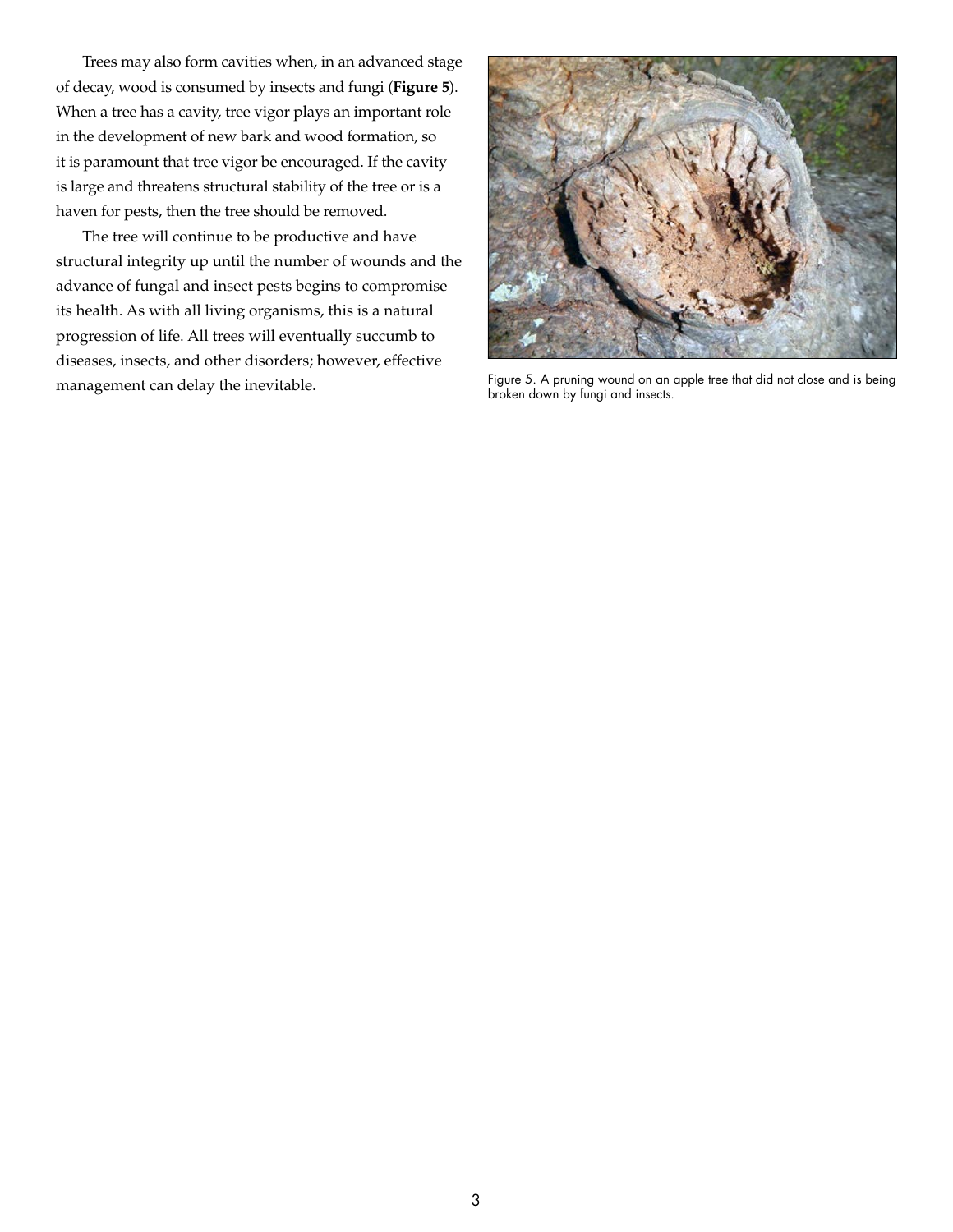Trees may also form cavities when, in an advanced stage of decay, wood is consumed by insects and fungi (**Figure 5**). When a tree has a cavity, tree vigor plays an important role in the development of new bark and wood formation, so it is paramount that tree vigor be encouraged. If the cavity is large and threatens structural stability of the tree or is a haven for pests, then the tree should be removed.

The tree will continue to be productive and have structural integrity up until the number of wounds and the advance of fungal and insect pests begins to compromise its health. As with all living organisms, this is a natural progression of life. All trees will eventually succumb to diseases, insects, and other disorders; however, effective management can delay the inevitable.

Figure 5. A pruning wound on an apple tree that did not close and is being broken down by fungi and insects.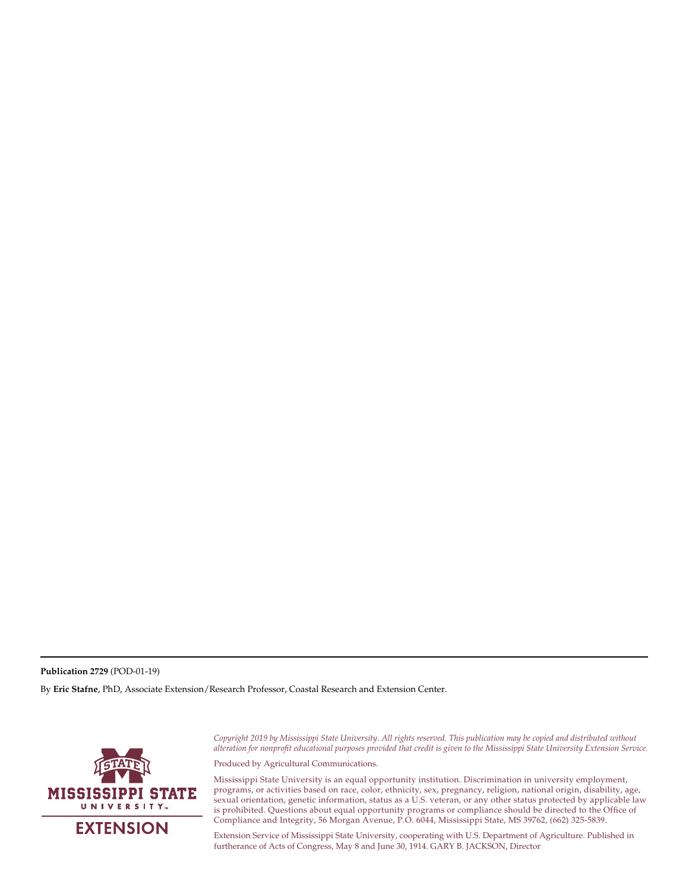**Publication 2729** (POD-01-19)

By **Eric Stafne**, PhD, Associate Extension/Research Professor, Coastal Research and Extension Center.

MISSISSIPPI STATE UNIVERSITY™ EXTENSION

*Copyright 2019 by Mississippi State University. All rights reserved. This publication may be copied and distributed without alteration for nonprofit educational purposes provided that credit is given to the Mississippi State University Extension Service.*

Produced by Agricultural Communications.

Mississippi State University is an equal opportunity institution. Discrimination in university employment, programs, or activities based on race, color, ethnicity, sex, pregnancy, religion, national origin, disability, age, sexual orientation, genetic information, status as a U.S. veteran, or any other status protected by applicable law is prohibited. Questions about equal opportunity programs or compliance should be directed to the Office of Compliance and Integrity, 56 Morgan Avenue, P.O. 6044, Mississippi State, MS 39762, (662) 325-5839.

Extension Service of Mississippi State University, cooperating with U.S. Department of Agriculture. Published in furtherance of Acts of Congress, May 8 and June 30, 1914. GARY B. JACKSON, Director